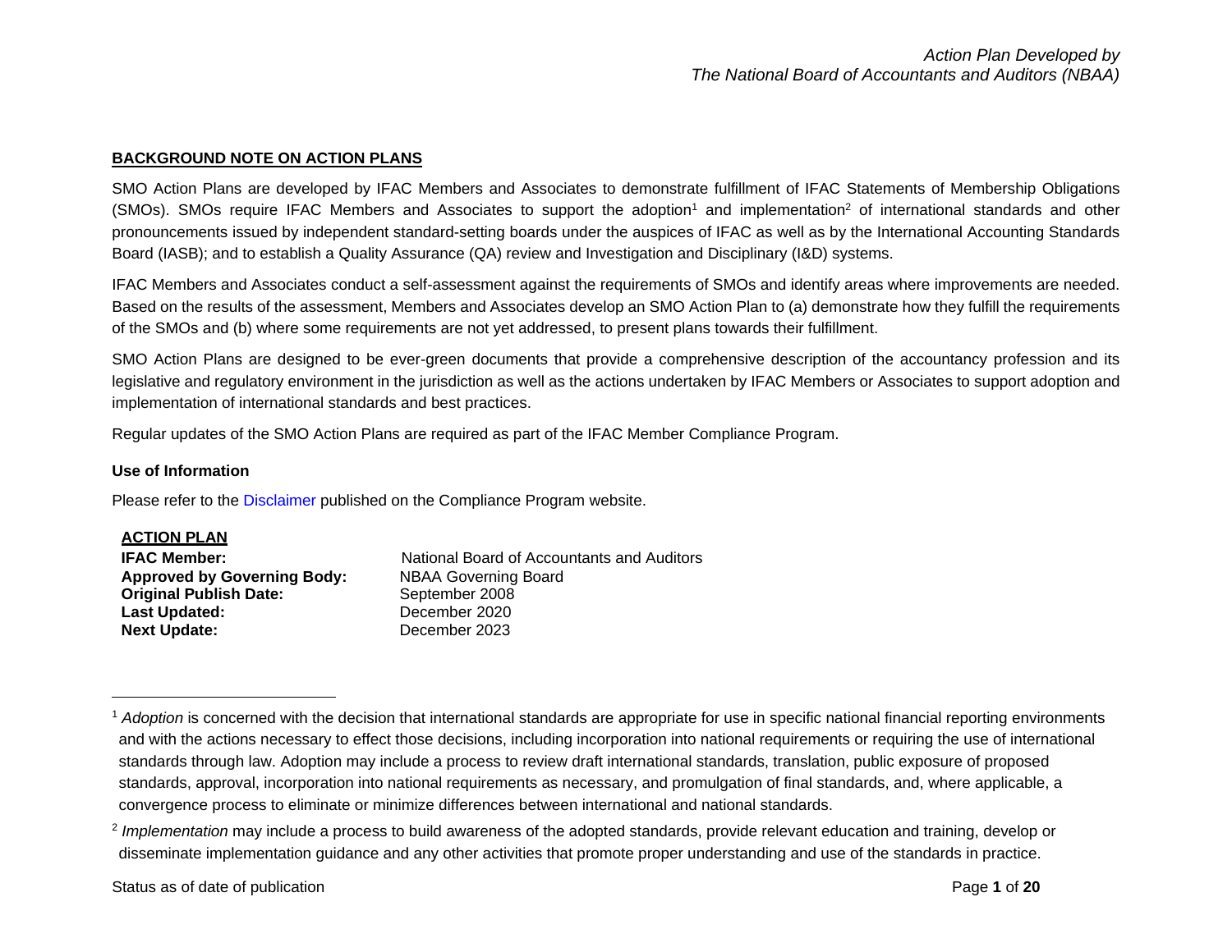## BACKGROUND NOTE ON ACTION PLANS

SMO Action Plans are developed by IFAC Members and Associates to demonstrate fulfillment of IFAC Statements of Membership Obligations (SMOs). SMOs require IFAC Members and Associates to support the adoption[1] and implementation[2] of international standards and other pronouncements issued by independent standard-setting boards under the auspices of IFAC as well as by the International Accounting Standards Board (IASB); and to establish a Quality Assurance (QA) review and Investigation and Disciplinary (I&D) systems.

IFAC Members and Associates conduct a self-assessment against the requirements of SMOs and identify areas where improvements are needed. Based on the results of the assessment, Members and Associates develop an SMO Action Plan to (a) demonstrate how they fulfill the requirements of the SMOs and (b) where some requirements are not yet addressed, to present plans towards their fulfillment.

SMO Action Plans are designed to be ever-green documents that provide a comprehensive description of the accountancy profession and its legislative and regulatory environment in the jurisdiction as well as the actions undertaken by IFAC Members or Associates to support adoption and implementation of international standards and best practices.

Regular updates of the SMO Action Plans are required as part of the IFAC Member Compliance Program.

### Use of Information

Please refer to the Disclaimer published on the Compliance Program website.

## ACTION PLAN

**IFAC Member:** National Board of Accountants and Auditors
**Approved by Governing Body:** NBAA Governing Board
**Original Publish Date:** September 2008
**Last Updated:** December 2020
**Next Update:** December 2023

[1] *Adoption* is concerned with the decision that international standards are appropriate for use in specific national financial reporting environments and with the actions necessary to effect those decisions, including incorporation into national requirements or requiring the use of international standards through law. Adoption may include a process to review draft international standards, translation, public exposure of proposed standards, approval, incorporation into national requirements as necessary, and promulgation of final standards, and, where applicable, a convergence process to eliminate or minimize differences between international and national standards.

[2] *Implementation* may include a process to build awareness of the adopted standards, provide relevant education and training, develop or disseminate implementation guidance and any other activities that promote proper understanding and use of the standards in practice.

Status as of date of publication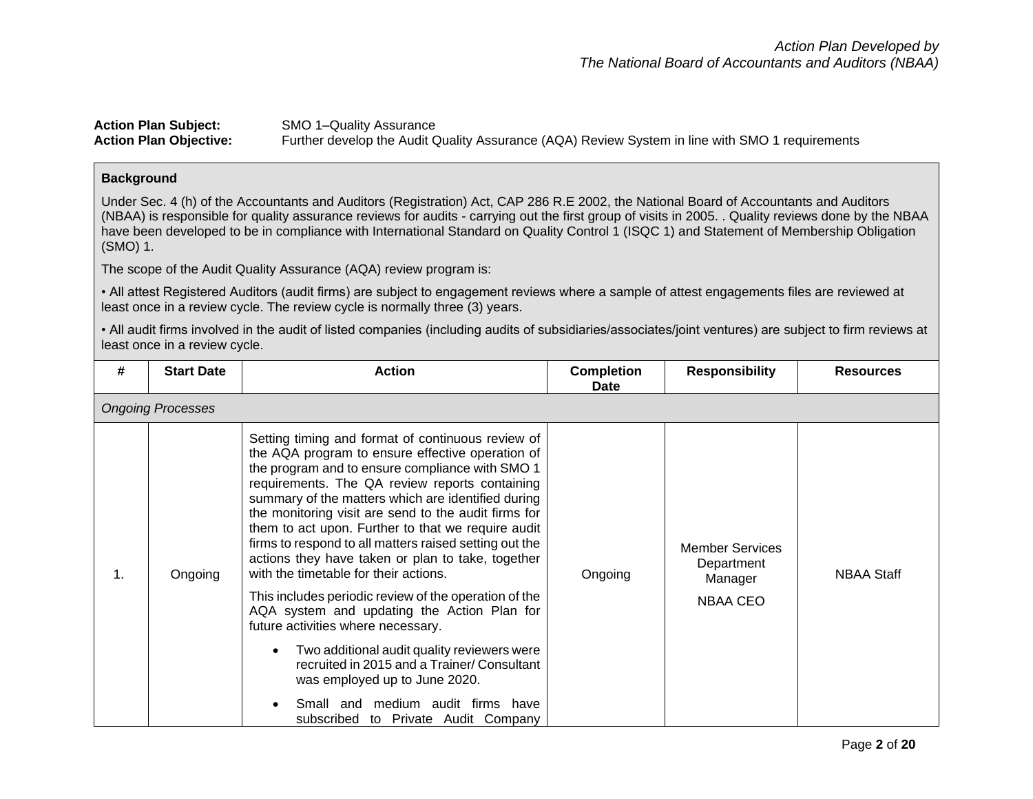*Action Plan Developed by*
*The National Board of Accountants and Auditors (NBAA)*

**Action Plan Subject:** SMO 1–Quality Assurance
**Action Plan Objective:** Further develop the Audit Quality Assurance (AQA) Review System in line with SMO 1 requirements

**Background**

Under Sec. 4 (h) of the Accountants and Auditors (Registration) Act, CAP 286 R.E 2002, the National Board of Accountants and Auditors (NBAA) is responsible for quality assurance reviews for audits - carrying out the first group of visits in 2005. . Quality reviews done by the NBAA have been developed to be in compliance with International Standard on Quality Control 1 (ISQC 1) and Statement of Membership Obligation (SMO) 1.

The scope of the Audit Quality Assurance (AQA) review program is:

• All attest Registered Auditors (audit firms) are subject to engagement reviews where a sample of attest engagements files are reviewed at least once in a review cycle. The review cycle is normally three (3) years.

• All audit firms involved in the audit of listed companies (including audits of subsidiaries/associates/joint ventures) are subject to firm reviews at least once in a review cycle.

| # | Start Date | Action | Completion Date | Responsibility | Resources |
|---|---|---|---|---|---|
| *Ongoing Processes* | | | | | |
| 1. | Ongoing | Setting timing and format of continuous review of the AQA program to ensure effective operation of the program and to ensure compliance with SMO 1 requirements. The QA review reports containing summary of the matters which are identified during the monitoring visit are send to the audit firms for them to act upon. Further to that we require audit firms to respond to all matters raised setting out the actions they have taken or plan to take, together with the timetable for their actions.<br><br>This includes periodic review of the operation of the AQA system and updating the Action Plan for future activities where necessary.<br><br>• Two additional audit quality reviewers were recruited in 2015 and a Trainer/ Consultant was employed up to June 2020.<br><br>• Small and medium audit firms have subscribed to Private Audit Company | Ongoing | Member Services Department Manager<br><br>NBAA CEO | NBAA Staff |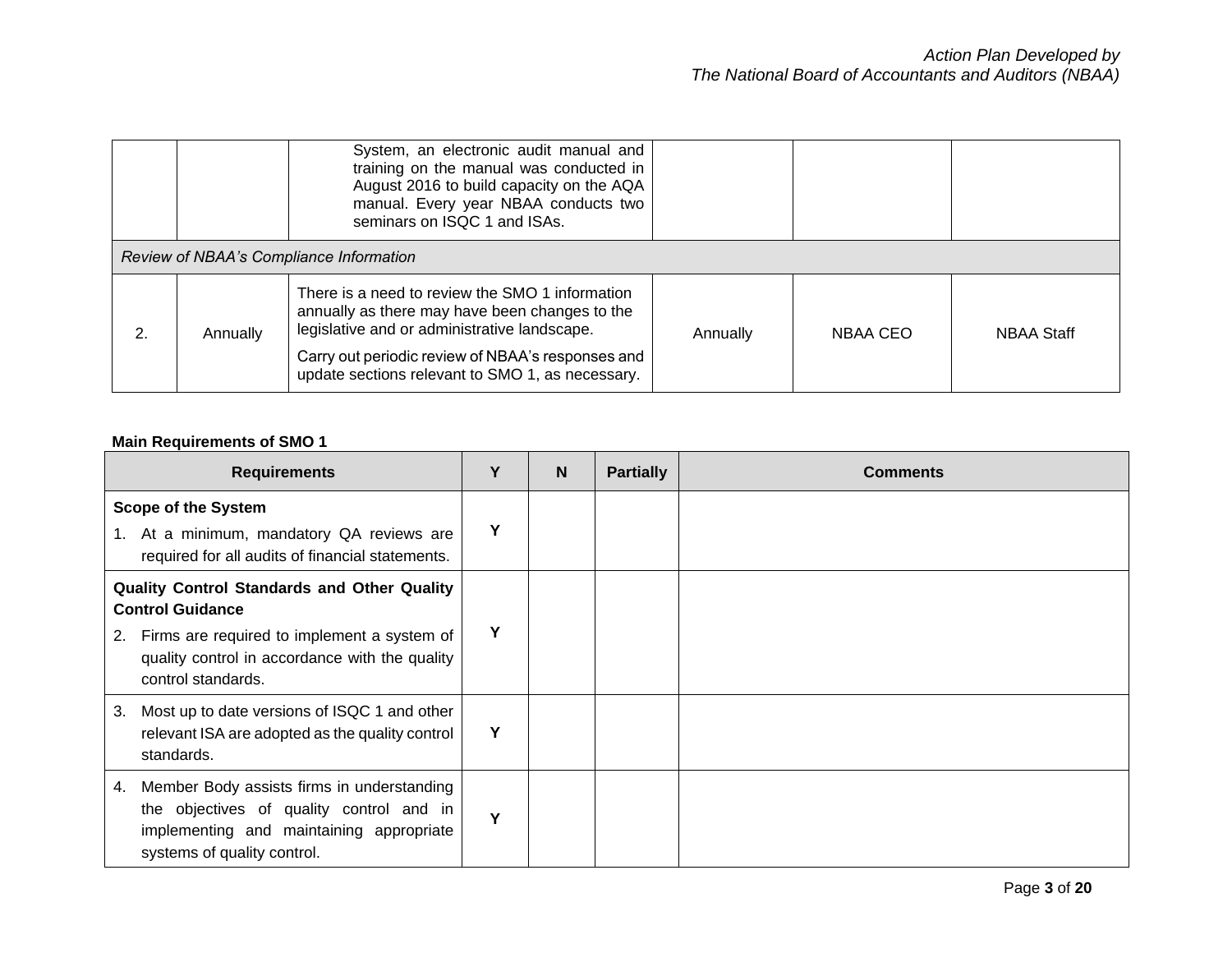| | | | | | |
|---|---|---|---|---|---|
| | | System, an electronic audit manual and training on the manual was conducted in August 2016 to build capacity on the AQA manual. Every year NBAA conducts two seminars on ISQC 1 and ISAs. | | | |
| *Review of NBAA's Compliance Information* | | | | | |
| 2. | Annually | There is a need to review the SMO 1 information annually as there may have been changes to the legislative and or administrative landscape.<br><br>Carry out periodic review of NBAA's responses and update sections relevant to SMO 1, as necessary. | Annually | NBAA CEO | NBAA Staff |

**Main Requirements of SMO 1**

| Requirements | Y | N | Partially | Comments |
|---|---|---|---|---|
| **Scope of the System**<br><br>1. At a minimum, mandatory QA reviews are required for all audits of financial statements. | **Y** | | | |
| **Quality Control Standards and Other Quality Control Guidance**<br><br>2. Firms are required to implement a system of quality control in accordance with the quality control standards. | **Y** | | | |
| 3. Most up to date versions of ISQC 1 and other relevant ISA are adopted as the quality control standards. | **Y** | | | |
| 4. Member Body assists firms in understanding the objectives of quality control and in implementing and maintaining appropriate systems of quality control. | **Y** | | | |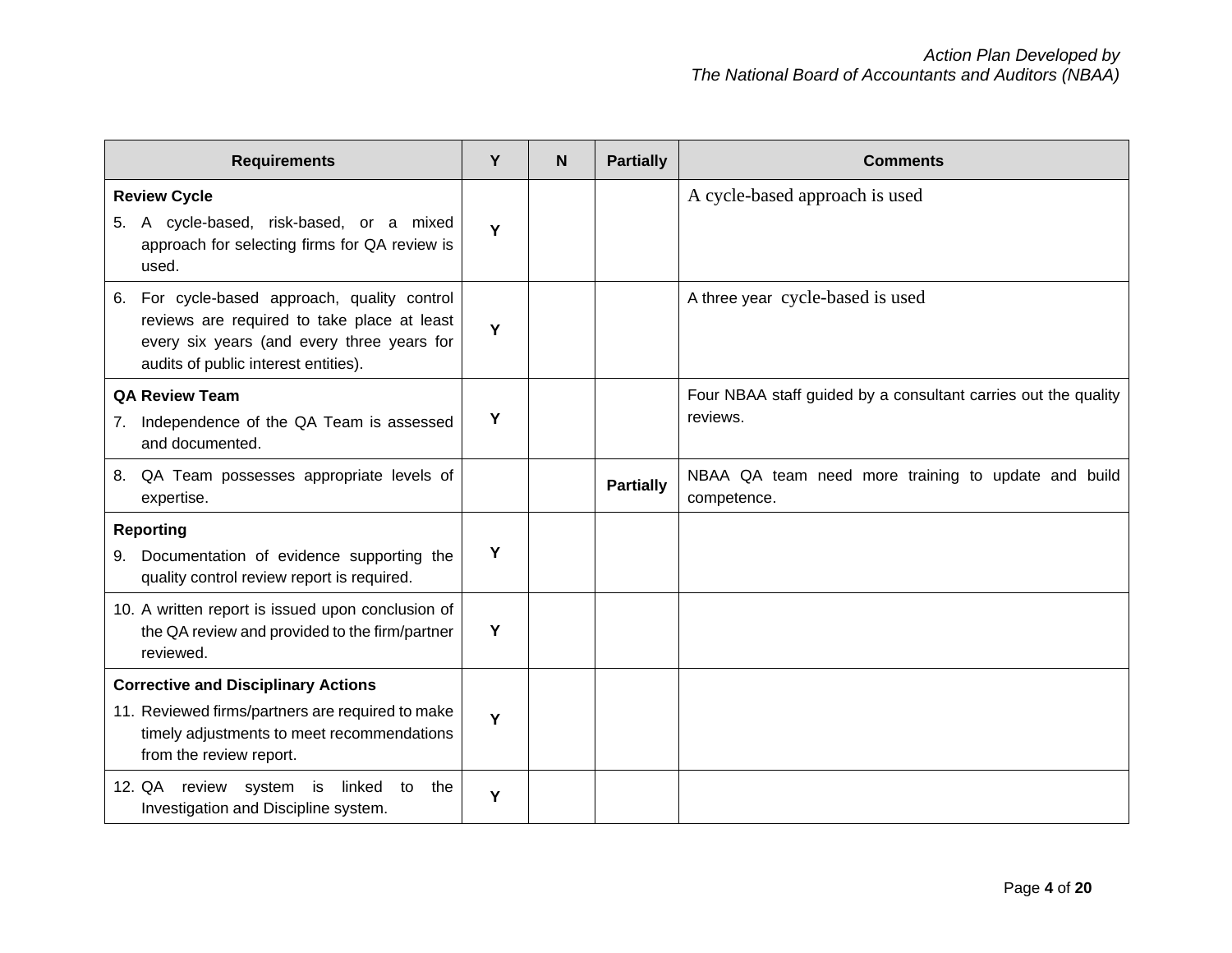| Requirements | Y | N | Partially | Comments |
|---|---|---|---|---|
| **Review Cycle**<br>5. A cycle-based, risk-based, or a mixed approach for selecting firms for QA review is used. | **Y** | | | A cycle-based approach is used |
| 6. For cycle-based approach, quality control reviews are required to take place at least every six years (and every three years for audits of public interest entities). | **Y** | | | A three year cycle-based is used |
| **QA Review Team**<br>7. Independence of the QA Team is assessed and documented. | **Y** | | | Four NBAA staff guided by a consultant carries out the quality reviews. |
| 8. QA Team possesses appropriate levels of expertise. | | | **Partially** | NBAA QA team need more training to update and build competence. |
| **Reporting**<br>9. Documentation of evidence supporting the quality control review report is required. | **Y** | | | |
| 10. A written report is issued upon conclusion of the QA review and provided to the firm/partner reviewed. | **Y** | | | |
| **Corrective and Disciplinary Actions**<br>11. Reviewed firms/partners are required to make timely adjustments to meet recommendations from the review report. | **Y** | | | |
| 12. QA review system is linked to the Investigation and Discipline system. | **Y** | | | |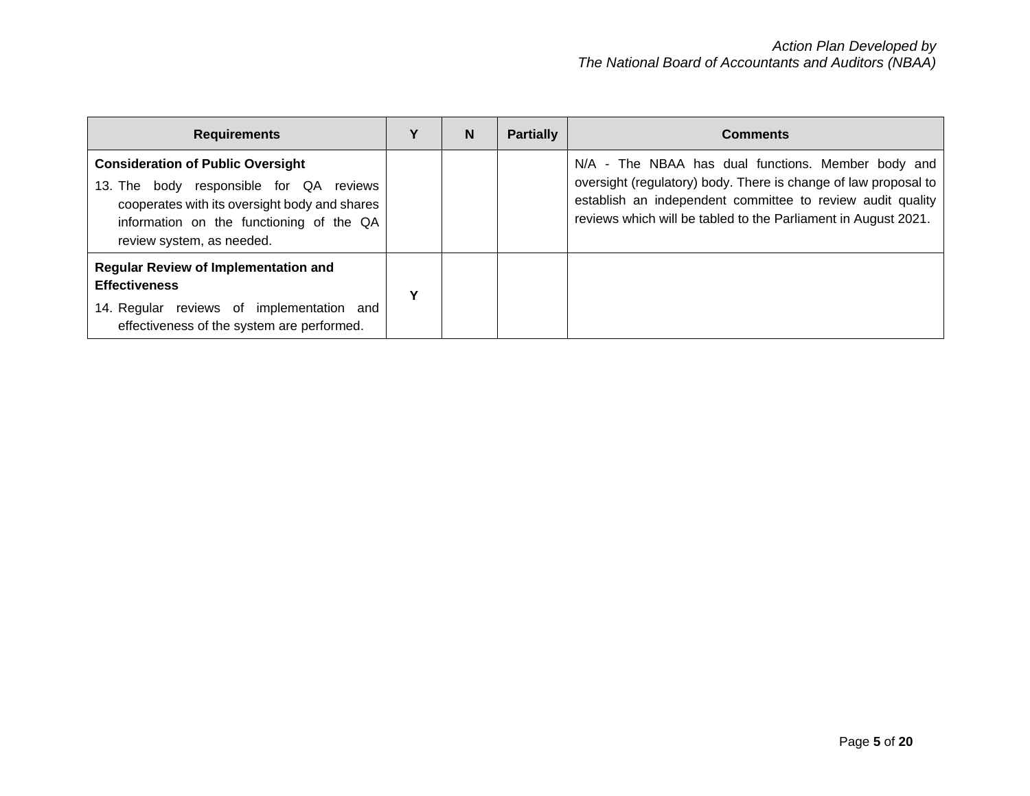| Requirements | Y | N | Partially | Comments |
|---|---|---|---|---|
| **Consideration of Public Oversight**<br>13. The body responsible for QA reviews cooperates with its oversight body and shares information on the functioning of the QA review system, as needed. | | | | N/A - The NBAA has dual functions. Member body and oversight (regulatory) body. There is change of law proposal to establish an independent committee to review audit quality reviews which will be tabled to the Parliament in August 2021. |
| **Regular Review of Implementation and Effectiveness**<br>14. Regular reviews of implementation and effectiveness of the system are performed. | **Y** | | | |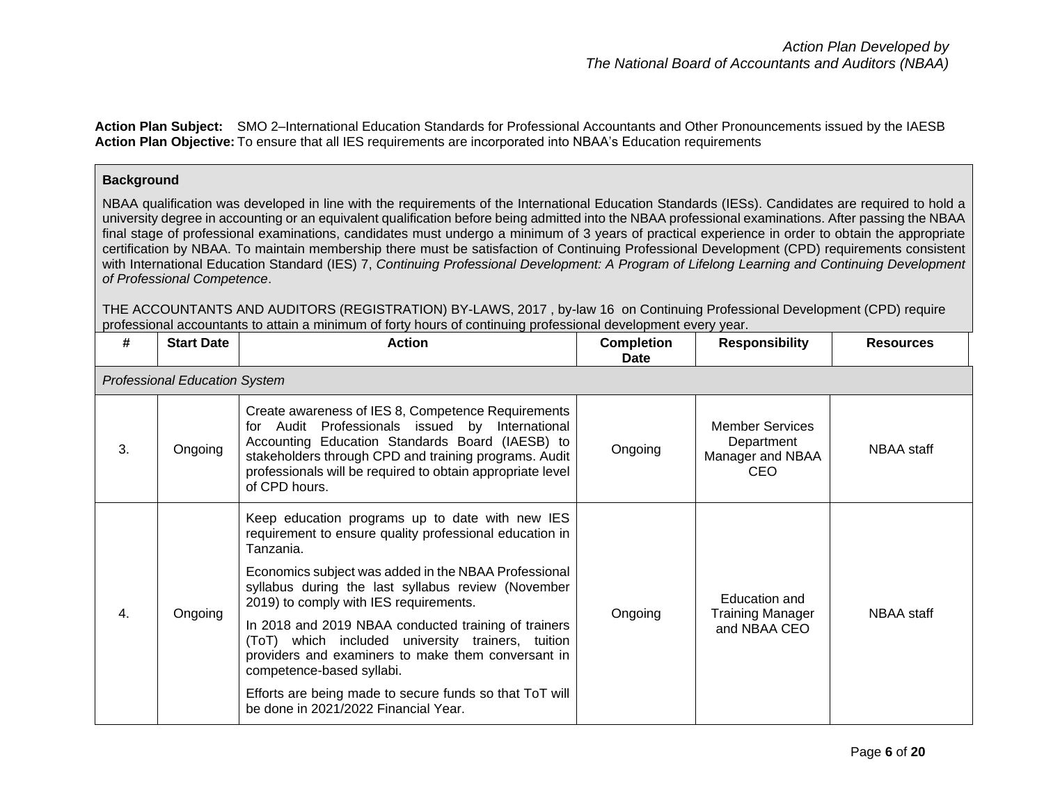**Action Plan Subject:** SMO 2–International Education Standards for Professional Accountants and Other Pronouncements issued by the IAESB
**Action Plan Objective:** To ensure that all IES requirements are incorporated into NBAA's Education requirements

**Background**

NBAA qualification was developed in line with the requirements of the International Education Standards (IESs). Candidates are required to hold a university degree in accounting or an equivalent qualification before being admitted into the NBAA professional examinations. After passing the NBAA final stage of professional examinations, candidates must undergo a minimum of 3 years of practical experience in order to obtain the appropriate certification by NBAA. To maintain membership there must be satisfaction of Continuing Professional Development (CPD) requirements consistent with International Education Standard (IES) 7, *Continuing Professional Development: A Program of Lifelong Learning and Continuing Development of Professional Competence*.

THE ACCOUNTANTS AND AUDITORS (REGISTRATION) BY-LAWS, 2017 , by-law 16 on Continuing Professional Development (CPD) require professional accountants to attain a minimum of forty hours of continuing professional development every year.

| # | Start Date | Action | Completion Date | Responsibility | Resources |
|---|---|---|---|---|---|
| *Professional Education System* | | | | | |
| 3. | Ongoing | Create awareness of IES 8, Competence Requirements for Audit Professionals issued by International Accounting Education Standards Board (IAESB) to stakeholders through CPD and training programs. Audit professionals will be required to obtain appropriate level of CPD hours. | Ongoing | Member Services Department Manager and NBAA CEO | NBAA staff |
| 4. | Ongoing | Keep education programs up to date with new IES requirement to ensure quality professional education in Tanzania.<br><br>Economics subject was added in the NBAA Professional syllabus during the last syllabus review (November 2019) to comply with IES requirements.<br><br>In 2018 and 2019 NBAA conducted training of trainers (ToT) which included university trainers, tuition providers and examiners to make them conversant in competence-based syllabi.<br><br>Efforts are being made to secure funds so that ToT will be done in 2021/2022 Financial Year. | Ongoing | Education and Training Manager and NBAA CEO | NBAA staff |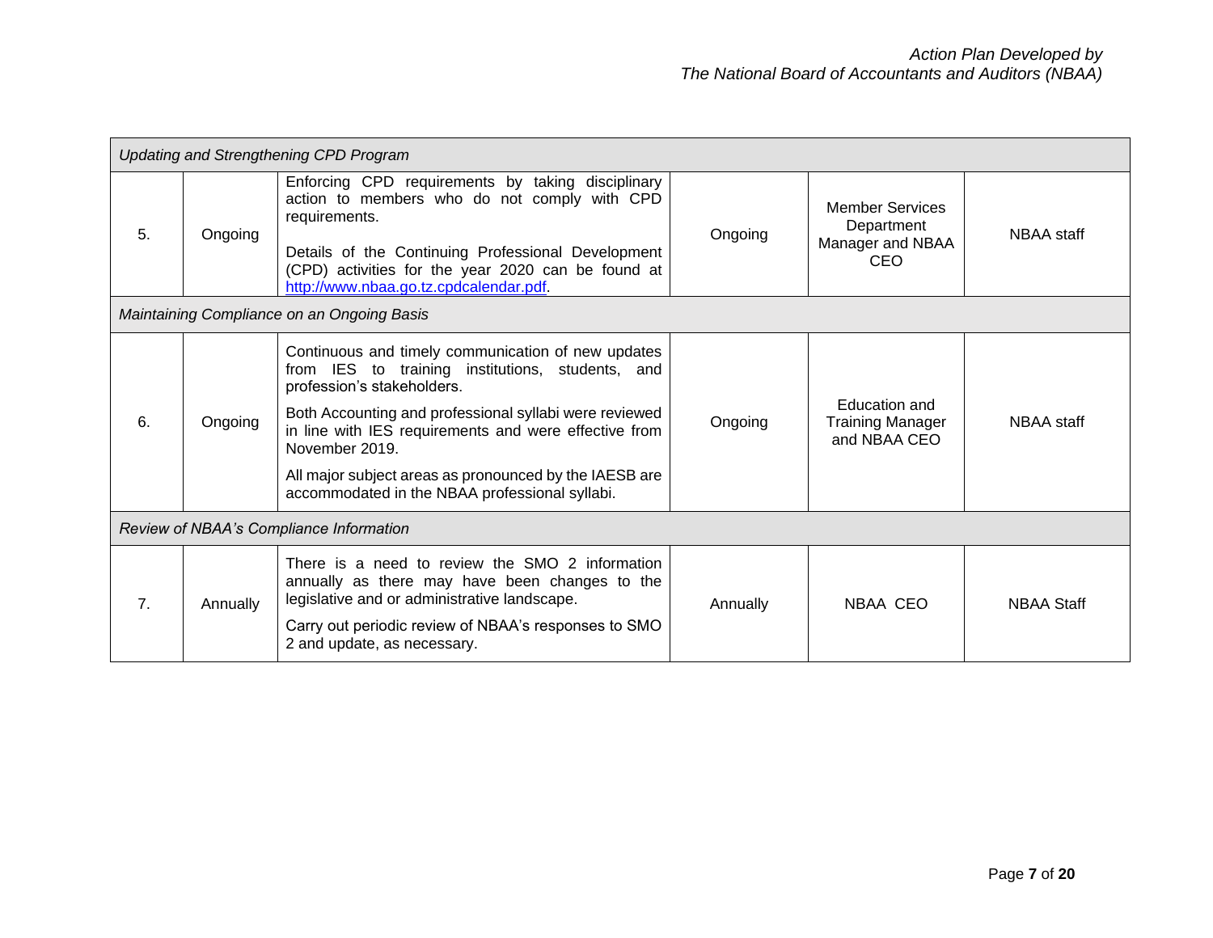| *Updating and Strengthening CPD Program* | | | | | |
|---|---|---|---|---|---|
| 5. | Ongoing | Enforcing CPD requirements by taking disciplinary action to members who do not comply with CPD requirements.<br><br>Details of the Continuing Professional Development (CPD) activities for the year 2020 can be found at [http://www.nbaa.go.tz.cpdcalendar.pdf](http://www.nbaa.go.tz.cpdcalendar.pdf). | Ongoing | Member Services Department Manager and NBAA CEO | NBAA staff |
| *Maintaining Compliance on an Ongoing Basis* | | | | | |
| 6. | Ongoing | Continuous and timely communication of new updates from IES to training institutions, students, and profession's stakeholders.<br><br>Both Accounting and professional syllabi were reviewed in line with IES requirements and were effective from November 2019.<br><br>All major subject areas as pronounced by the IAESB are accommodated in the NBAA professional syllabi. | Ongoing | Education and Training Manager and NBAA CEO | NBAA staff |
| *Review of NBAA's Compliance Information* | | | | | |
| 7. | Annually | There is a need to review the SMO 2 information annually as there may have been changes to the legislative and or administrative landscape.<br><br>Carry out periodic review of NBAA's responses to SMO 2 and update, as necessary. | Annually | NBAA CEO | NBAA Staff |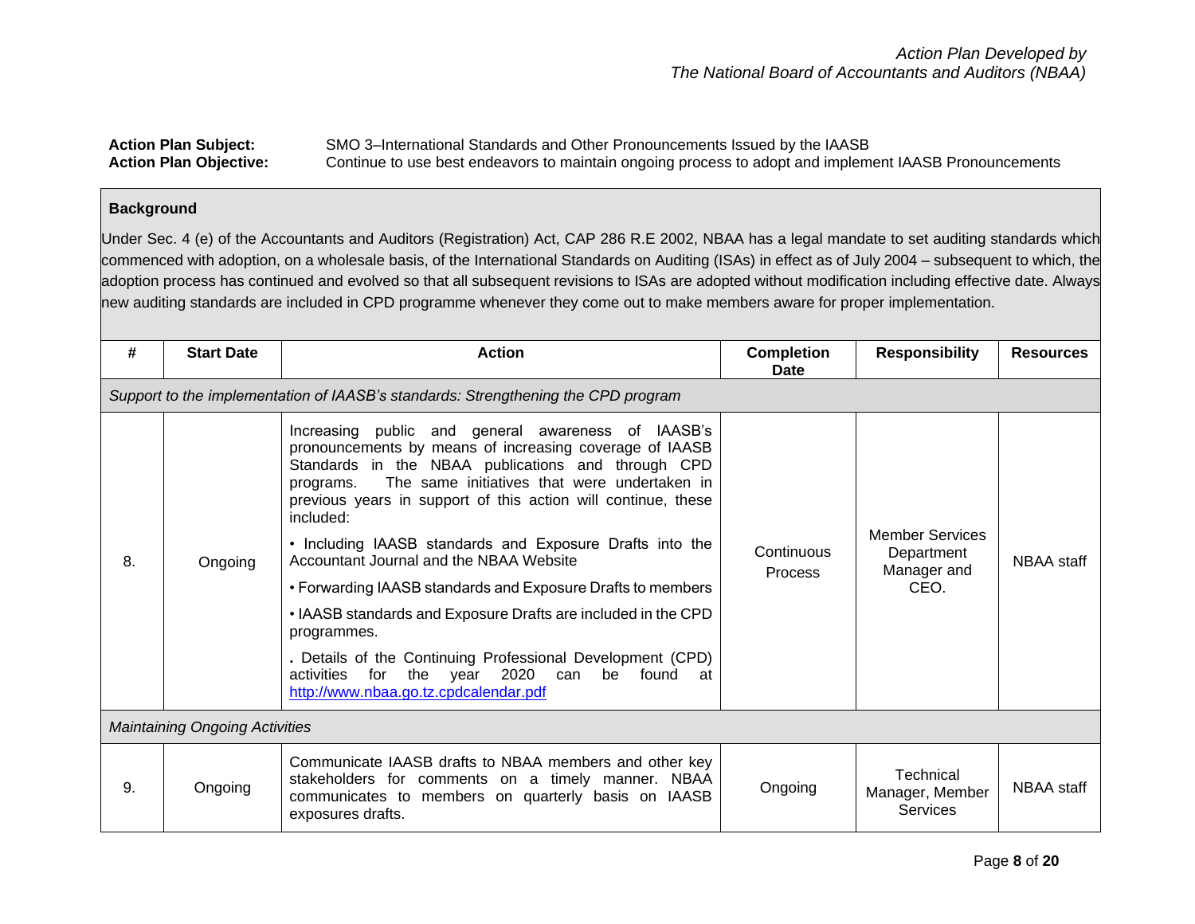*Action Plan Developed by*
*The National Board of Accountants and Auditors (NBAA)*

**Action Plan Subject:** SMO 3–International Standards and Other Pronouncements Issued by the IAASB
**Action Plan Objective:** Continue to use best endeavors to maintain ongoing process to adopt and implement IAASB Pronouncements

**Background**

Under Sec. 4 (e) of the Accountants and Auditors (Registration) Act, CAP 286 R.E 2002, NBAA has a legal mandate to set auditing standards which commenced with adoption, on a wholesale basis, of the International Standards on Auditing (ISAs) in effect as of July 2004 – subsequent to which, the adoption process has continued and evolved so that all subsequent revisions to ISAs are adopted without modification including effective date. Always new auditing standards are included in CPD programme whenever they come out to make members aware for proper implementation.

| # | Start Date | Action | Completion Date | Responsibility | Resources |
|---|---|---|---|---|---|
| *Support to the implementation of IAASB's standards: Strengthening the CPD program* | | | | | |
| 8. | Ongoing | Increasing public and general awareness of IAASB's pronouncements by means of increasing coverage of IAASB Standards in the NBAA publications and through CPD programs. The same initiatives that were undertaken in previous years in support of this action will continue, these included:<br>• Including IAASB standards and Exposure Drafts into the Accountant Journal and the NBAA Website<br>• Forwarding IAASB standards and Exposure Drafts to members<br>• IAASB standards and Exposure Drafts are included in the CPD programmes.<br>. Details of the Continuing Professional Development (CPD) activities for the year 2020 can be found at [http://www.nbaa.go.tz.cpdcalendar.pdf](http://www.nbaa.go.tz.cpdcalendar.pdf) | Continuous Process | Member Services Department Manager and CEO. | NBAA staff |
| *Maintaining Ongoing Activities* | | | | | |
| 9. | Ongoing | Communicate IAASB drafts to NBAA members and other key stakeholders for comments on a timely manner. NBAA communicates to members on quarterly basis on IAASB exposures drafts. | Ongoing | Technical Manager, Member Services | NBAA staff |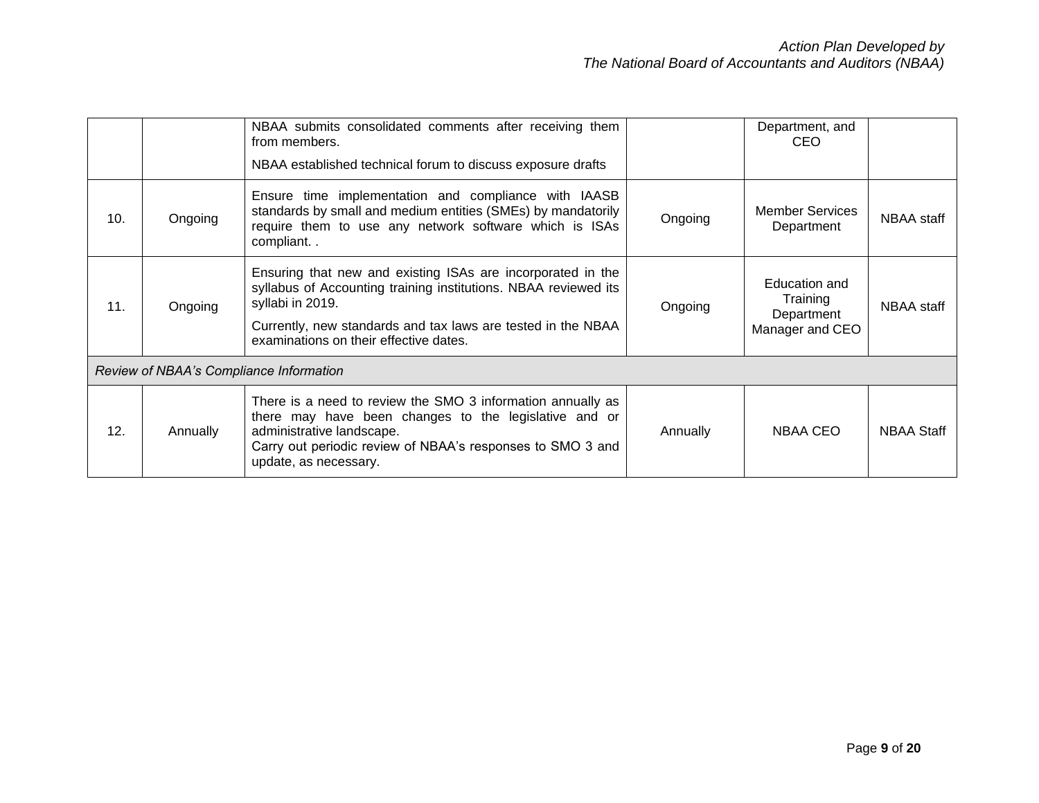| | | | | | |
|---|---|---|---|---|---|
| | | NBAA submits consolidated comments after receiving them from members.<br><br>NBAA established technical forum to discuss exposure drafts | | Department, and CEO | |
| 10. | Ongoing | Ensure time implementation and compliance with IAASB standards by small and medium entities (SMEs) by mandatorily require them to use any network software which is ISAs compliant. . | Ongoing | Member Services Department | NBAA staff |
| 11. | Ongoing | Ensuring that new and existing ISAs are incorporated in the syllabus of Accounting training institutions. NBAA reviewed its syllabi in 2019.<br><br>Currently, new standards and tax laws are tested in the NBAA examinations on their effective dates. | Ongoing | Education and Training Department Manager and CEO | NBAA staff |
| *Review of NBAA's Compliance Information* | | | | | |
| 12. | Annually | There is a need to review the SMO 3 information annually as there may have been changes to the legislative and or administrative landscape.<br>Carry out periodic review of NBAA's responses to SMO 3 and update, as necessary. | Annually | NBAA CEO | NBAA Staff |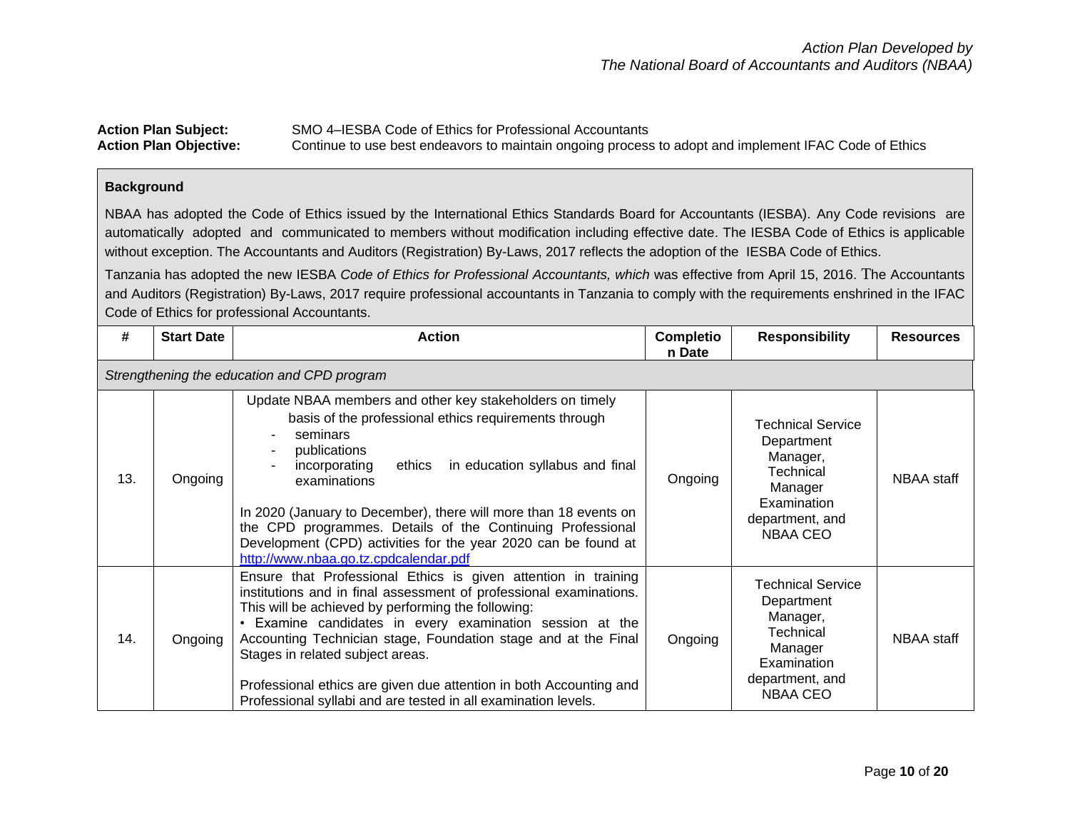*Action Plan Developed by*
*The National Board of Accountants and Auditors (NBAA)*

**Action Plan Subject:** SMO 4–IESBA Code of Ethics for Professional Accountants
**Action Plan Objective:** Continue to use best endeavors to maintain ongoing process to adopt and implement IFAC Code of Ethics

**Background**

NBAA has adopted the Code of Ethics issued by the International Ethics Standards Board for Accountants (IESBA). Any Code revisions are automatically adopted and communicated to members without modification including effective date. The IESBA Code of Ethics is applicable without exception. The Accountants and Auditors (Registration) By-Laws, 2017 reflects the adoption of the IESBA Code of Ethics.

Tanzania has adopted the new IESBA *Code of Ethics for Professional Accountants, which* was effective from April 15, 2016. The Accountants and Auditors (Registration) By-Laws, 2017 require professional accountants in Tanzania to comply with the requirements enshrined in the IFAC Code of Ethics for professional Accountants.

| # | Start Date | Action | Completion Date | Responsibility | Resources |
|---|---|---|---|---|---|
| *Strengthening the education and CPD program* | | | | | |
| 13. | Ongoing | Update NBAA members and other key stakeholders on timely basis of the professional ethics requirements through<br>- seminars<br>- publications<br>- incorporating ethics in education syllabus and final examinations<br><br>In 2020 (January to December), there will more than 18 events on the CPD programmes. Details of the Continuing Professional Development (CPD) activities for the year 2020 can be found at http://www.nbaa.go.tz.cpdcalendar.pdf | Ongoing | Technical Service Department Manager, Technical Manager Examination department, and NBAA CEO | NBAA staff |
| 14. | Ongoing | Ensure that Professional Ethics is given attention in training institutions and in final assessment of professional examinations. This will be achieved by performing the following:<br>• Examine candidates in every examination session at the Accounting Technician stage, Foundation stage and at the Final Stages in related subject areas.<br><br>Professional ethics are given due attention in both Accounting and Professional syllabi and are tested in all examination levels. | Ongoing | Technical Service Department Manager, Technical Manager Examination department, and NBAA CEO | NBAA staff |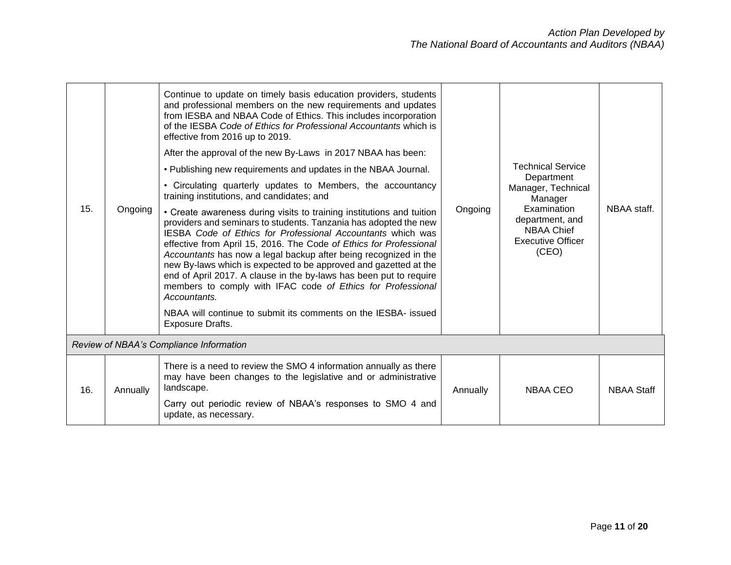| | | | | | |
|---|---|---|---|---|---|
| 15. | Ongoing | Continue to update on timely basis education providers, students and professional members on the new requirements and updates from IESBA and NBAA Code of Ethics. This includes incorporation of the IESBA *Code of Ethics for Professional Accountants* which is effective from 2016 up to 2019.<br><br>After the approval of the new By-Laws in 2017 NBAA has been:<br><br>• Publishing new requirements and updates in the NBAA Journal.<br><br>• Circulating quarterly updates to Members, the accountancy training institutions, and candidates; and<br><br>• Create awareness during visits to training institutions and tuition providers and seminars to students. Tanzania has adopted the new IESBA *Code of Ethics for Professional Accountants* which was effective from April 15, 2016. The Code *of Ethics for Professional Accountants* has now a legal backup after being recognized in the new By-laws which is expected to be approved and gazetted at the end of April 2017. A clause in the by-laws has been put to require members to comply with IFAC code *of Ethics for Professional Accountants.*<br><br>NBAA will continue to submit its comments on the IESBA- issued Exposure Drafts. | Ongoing | Technical Service Department Manager, Technical Manager Examination department, and NBAA Chief Executive Officer (CEO) | NBAA staff. |
| *Review of NBAA's Compliance Information* | | | | | |
| 16. | Annually | There is a need to review the SMO 4 information annually as there may have been changes to the legislative and or administrative landscape.<br><br>Carry out periodic review of NBAA's responses to SMO 4 and update, as necessary. | Annually | NBAA CEO | NBAA Staff |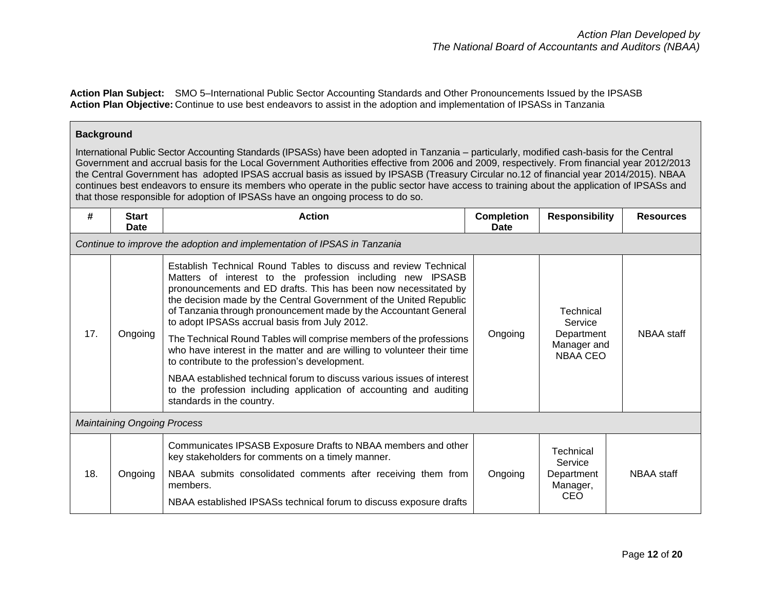**Action Plan Subject:** SMO 5–International Public Sector Accounting Standards and Other Pronouncements Issued by the IPSASB
**Action Plan Objective:** Continue to use best endeavors to assist in the adoption and implementation of IPSASs in Tanzania

**Background**

International Public Sector Accounting Standards (IPSASs) have been adopted in Tanzania – particularly, modified cash-basis for the Central Government and accrual basis for the Local Government Authorities effective from 2006 and 2009, respectively. From financial year 2012/2013 the Central Government has adopted IPSAS accrual basis as issued by IPSASB (Treasury Circular no.12 of financial year 2014/2015). NBAA continues best endeavors to ensure its members who operate in the public sector have access to training about the application of IPSASs and that those responsible for adoption of IPSASs have an ongoing process to do so.

| # | Start Date | Action | Completion Date | Responsibility | Resources |
|---|---|---|---|---|---|
| *Continue to improve the adoption and implementation of IPSAS in Tanzania* | | | | | |
| 17. | Ongoing | Establish Technical Round Tables to discuss and review Technical Matters of interest to the profession including new IPSASB pronouncements and ED drafts. This has been now necessitated by the decision made by the Central Government of the United Republic of Tanzania through pronouncement made by the Accountant General to adopt IPSASs accrual basis from July 2012.<br><br>The Technical Round Tables will comprise members of the professions who have interest in the matter and are willing to volunteer their time to contribute to the profession's development.<br><br>NBAA established technical forum to discuss various issues of interest to the profession including application of accounting and auditing standards in the country. | Ongoing | Technical Service Department Manager and NBAA CEO | NBAA staff |
| *Maintaining Ongoing Process* | | | | | |
| 18. | Ongoing | Communicates IPSASB Exposure Drafts to NBAA members and other key stakeholders for comments on a timely manner.<br><br>NBAA submits consolidated comments after receiving them from members.<br><br>NBAA established IPSASs technical forum to discuss exposure drafts | Ongoing | Technical Service Department Manager, CEO | NBAA staff |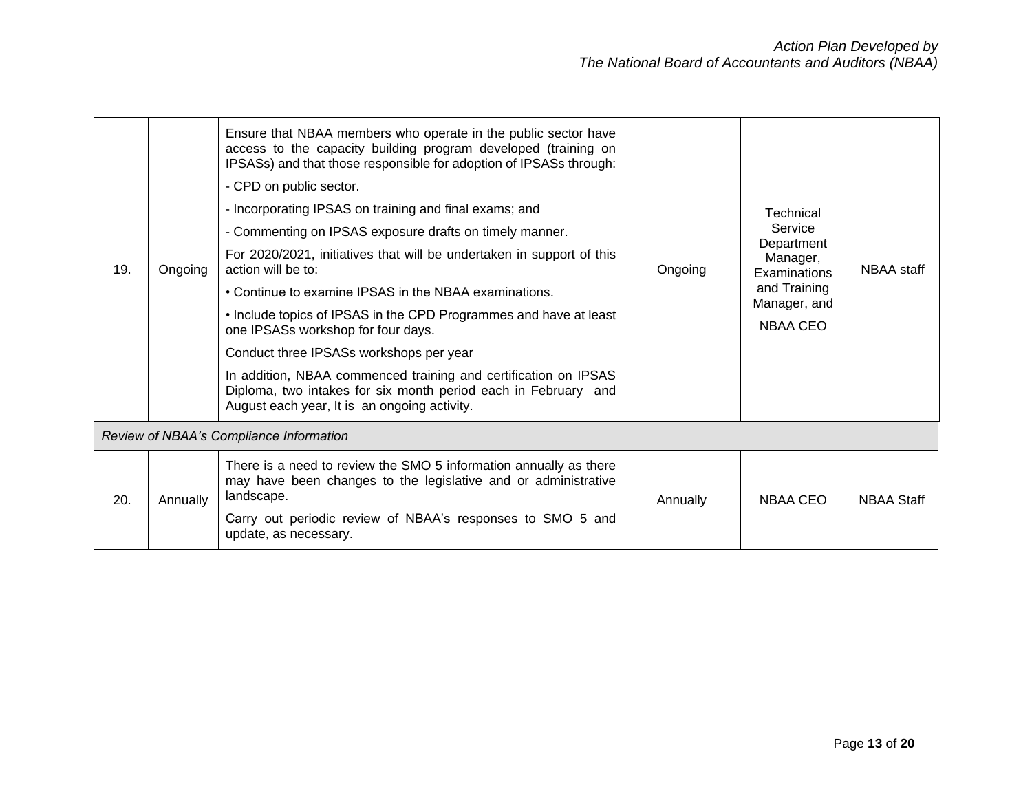| | | | | | |
|---|---|---|---|---|---|
| 19. | Ongoing | Ensure that NBAA members who operate in the public sector have access to the capacity building program developed (training on IPSASs) and that those responsible for adoption of IPSASs through:<br>- CPD on public sector.<br>- Incorporating IPSAS on training and final exams; and<br>- Commenting on IPSAS exposure drafts on timely manner.<br>For 2020/2021, initiatives that will be undertaken in support of this action will be to:<br>• Continue to examine IPSAS in the NBAA examinations.<br>• Include topics of IPSAS in the CPD Programmes and have at least one IPSASs workshop for four days.<br>Conduct three IPSASs workshops per year<br>In addition, NBAA commenced training and certification on IPSAS Diploma, two intakes for six month period each in February and August each year, It is an ongoing activity. | Ongoing | Technical Service Department Manager, Examinations and Training Manager, and NBAA CEO | NBAA staff |
| *Review of NBAA's Compliance Information* | | | | | |
| 20. | Annually | There is a need to review the SMO 5 information annually as there may have been changes to the legislative and or administrative landscape.<br>Carry out periodic review of NBAA's responses to SMO 5 and update, as necessary. | Annually | NBAA CEO | NBAA Staff |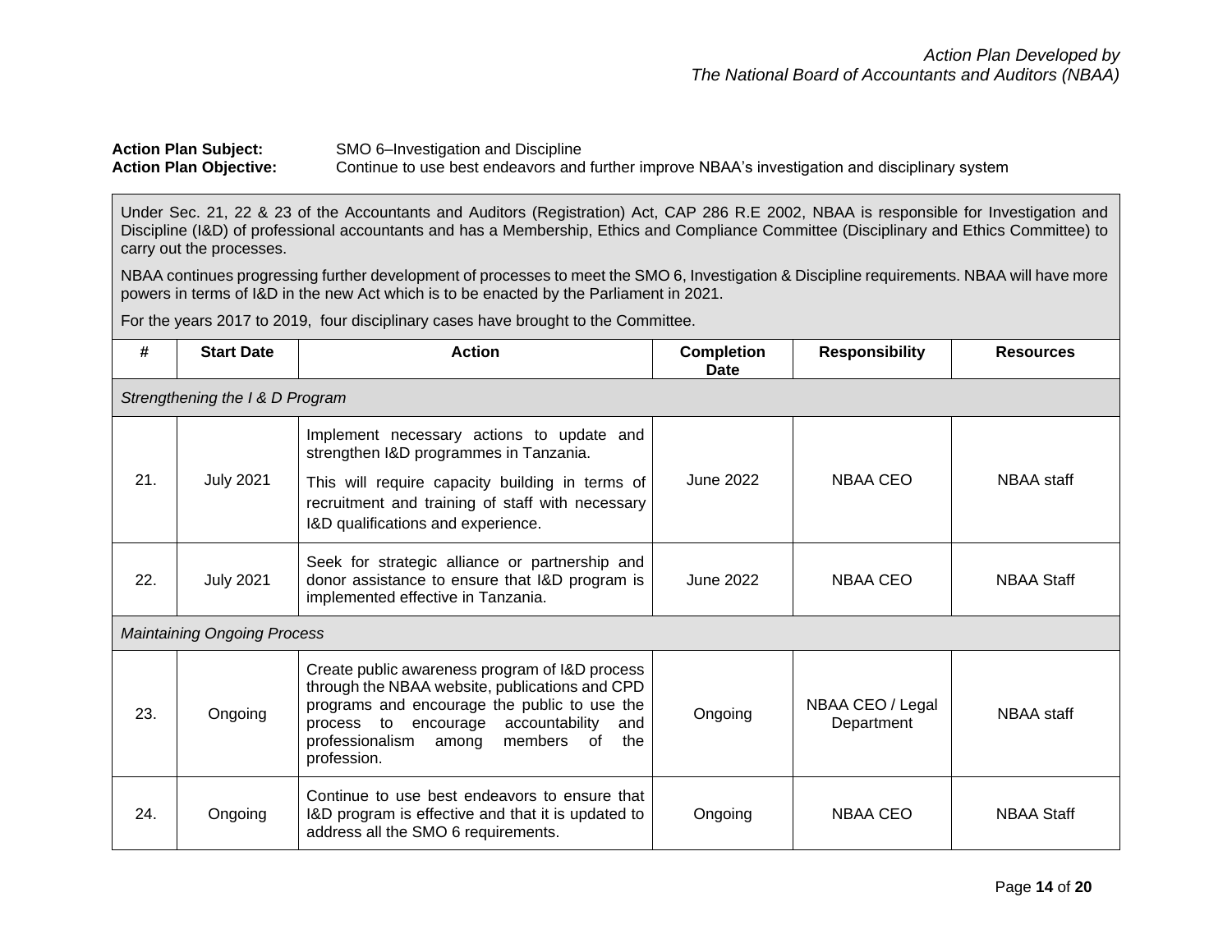*Action Plan Developed by*
*The National Board of Accountants and Auditors (NBAA)*

**Action Plan Subject:** SMO 6–Investigation and Discipline
**Action Plan Objective:** Continue to use best endeavors and further improve NBAA's investigation and disciplinary system

Under Sec. 21, 22 & 23 of the Accountants and Auditors (Registration) Act, CAP 286 R.E 2002, NBAA is responsible for Investigation and Discipline (I&D) of professional accountants and has a Membership, Ethics and Compliance Committee (Disciplinary and Ethics Committee) to carry out the processes.

NBAA continues progressing further development of processes to meet the SMO 6, Investigation & Discipline requirements. NBAA will have more powers in terms of I&D in the new Act which is to be enacted by the Parliament in 2021.

For the years 2017 to 2019, four disciplinary cases have brought to the Committee.

| # | Start Date | Action | Completion Date | Responsibility | Resources |
|---|---|---|---|---|---|
| *Strengthening the I & D Program* | | | | | |
| 21. | July 2021 | Implement necessary actions to update and strengthen I&D programmes in Tanzania.<br>This will require capacity building in terms of recruitment and training of staff with necessary I&D qualifications and experience. | June 2022 | NBAA CEO | NBAA staff |
| 22. | July 2021 | Seek for strategic alliance or partnership and donor assistance to ensure that I&D program is implemented effective in Tanzania. | June 2022 | NBAA CEO | NBAA Staff |
| *Maintaining Ongoing Process* | | | | | |
| 23. | Ongoing | Create public awareness program of I&D process through the NBAA website, publications and CPD programs and encourage the public to use the process to encourage accountability and professionalism among members of the profession. | Ongoing | NBAA CEO / Legal Department | NBAA staff |
| 24. | Ongoing | Continue to use best endeavors to ensure that I&D program is effective and that it is updated to address all the SMO 6 requirements. | Ongoing | NBAA CEO | NBAA Staff |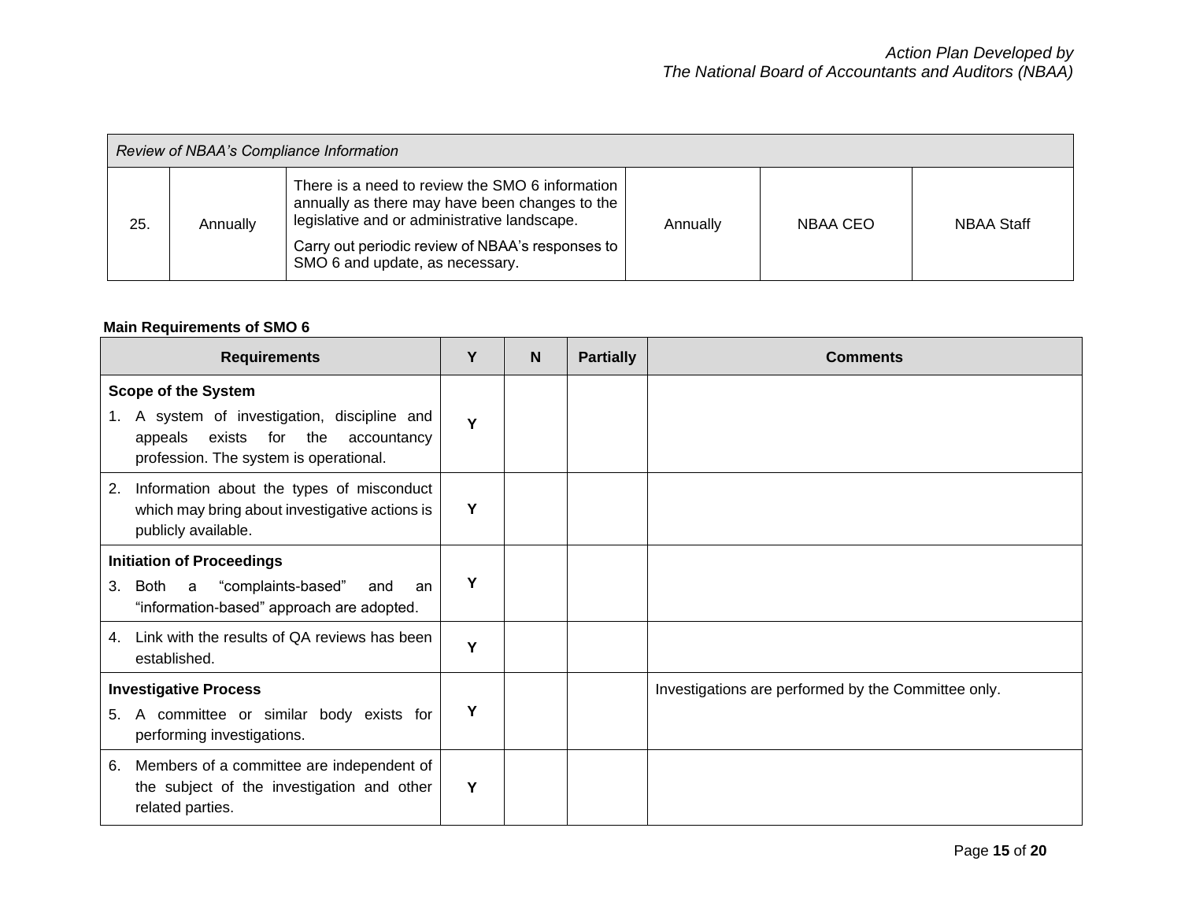| *Review of NBAA's Compliance Information* | | | | | |
|---|---|---|---|---|---|
| 25. | Annually | There is a need to review the SMO 6 information annually as there may have been changes to the legislative and or administrative landscape.<br><br>Carry out periodic review of NBAA's responses to SMO 6 and update, as necessary. | Annually | NBAA CEO | NBAA Staff |

**Main Requirements of SMO 6**

| Requirements | Y | N | Partially | Comments |
|---|---|---|---|---|
| **Scope of the System**<br>1. A system of investigation, discipline and appeals exists for the accountancy profession. The system is operational. | Y | | | |
| 2. Information about the types of misconduct which may bring about investigative actions is publicly available. | Y | | | |
| **Initiation of Proceedings**<br>3. Both a "complaints-based" and an "information-based" approach are adopted. | Y | | | |
| 4. Link with the results of QA reviews has been established. | Y | | | |
| **Investigative Process**<br>5. A committee or similar body exists for performing investigations. | Y | | | Investigations are performed by the Committee only. |
| 6. Members of a committee are independent of the subject of the investigation and other related parties. | Y | | | |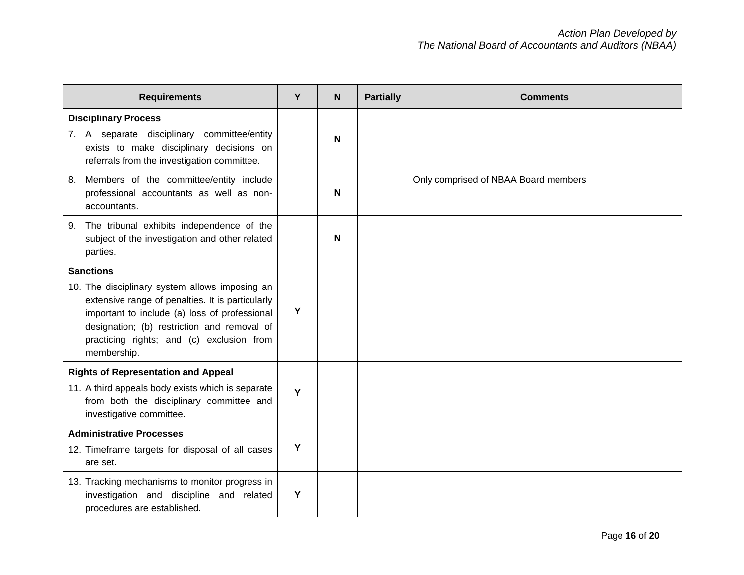| Requirements | Y | N | Partially | Comments |
|---|---|---|---|---|
| **Disciplinary Process**<br>7. A separate disciplinary committee/entity exists to make disciplinary decisions on referrals from the investigation committee. | | **N** | | |
| 8. Members of the committee/entity include professional accountants as well as non-accountants. | | **N** | | Only comprised of NBAA Board members |
| 9. The tribunal exhibits independence of the subject of the investigation and other related parties. | | **N** | | |
| **Sanctions**<br>10. The disciplinary system allows imposing an extensive range of penalties. It is particularly important to include (a) loss of professional designation; (b) restriction and removal of practicing rights; and (c) exclusion from membership. | **Y** | | | |
| **Rights of Representation and Appeal**<br>11. A third appeals body exists which is separate from both the disciplinary committee and investigative committee. | **Y** | | | |
| **Administrative Processes**<br>12. Timeframe targets for disposal of all cases are set. | **Y** | | | |
| 13. Tracking mechanisms to monitor progress in investigation and discipline and related procedures are established. | **Y** | | | |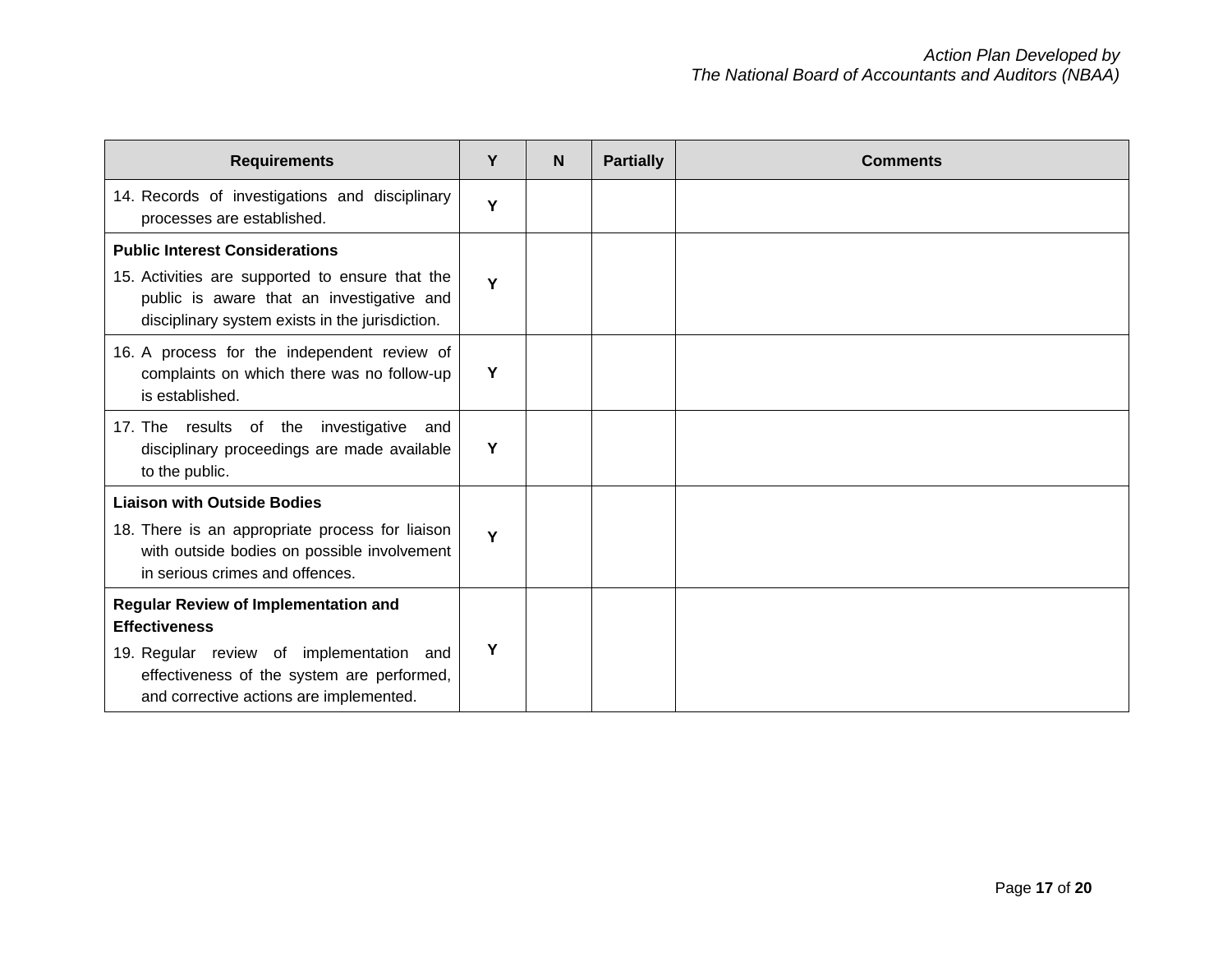| Requirements | Y | N | Partially | Comments |
|---|---|---|---|---|
| 14. Records of investigations and disciplinary processes are established. | Y | | | |
| **Public Interest Considerations**<br>15. Activities are supported to ensure that the public is aware that an investigative and disciplinary system exists in the jurisdiction. | Y | | | |
| 16. A process for the independent review of complaints on which there was no follow-up is established. | Y | | | |
| 17. The results of the investigative and disciplinary proceedings are made available to the public. | Y | | | |
| **Liaison with Outside Bodies**<br>18. There is an appropriate process for liaison with outside bodies on possible involvement in serious crimes and offences. | Y | | | |
| **Regular Review of Implementation and Effectiveness**<br>19. Regular review of implementation and effectiveness of the system are performed, and corrective actions are implemented. | Y | | | |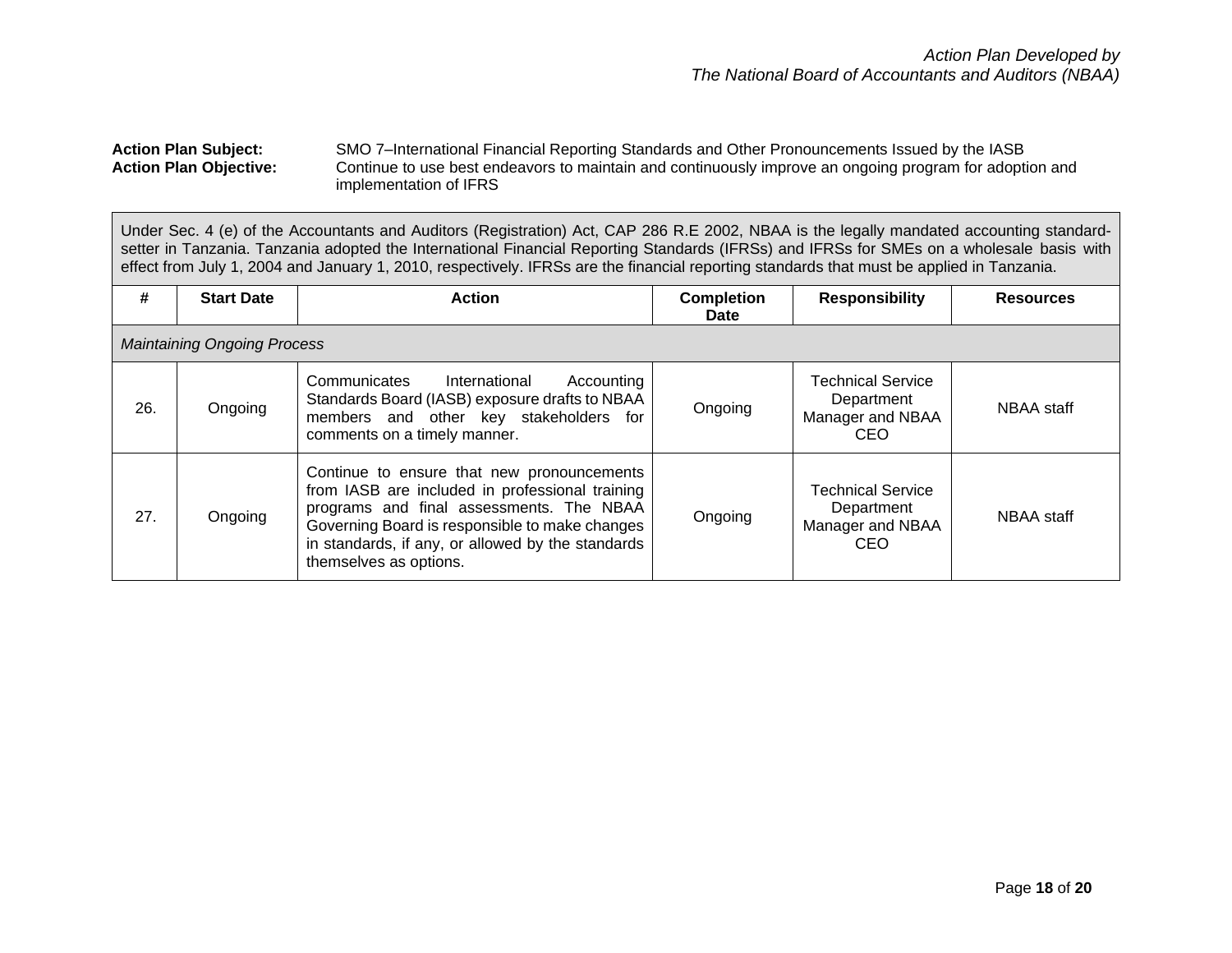*Action Plan Developed by*
*The National Board of Accountants and Auditors (NBAA)*

**Action Plan Subject:** SMO 7–International Financial Reporting Standards and Other Pronouncements Issued by the IASB

**Action Plan Objective:** Continue to use best endeavors to maintain and continuously improve an ongoing program for adoption and implementation of IFRS

Under Sec. 4 (e) of the Accountants and Auditors (Registration) Act, CAP 286 R.E 2002, NBAA is the legally mandated accounting standard-setter in Tanzania. Tanzania adopted the International Financial Reporting Standards (IFRSs) and IFRSs for SMEs on a wholesale basis with effect from July 1, 2004 and January 1, 2010, respectively. IFRSs are the financial reporting standards that must be applied in Tanzania.

| # | Start Date | Action | Completion Date | Responsibility | Resources |
|---|---|---|---|---|---|
| *Maintaining Ongoing Process* | | | | | |
| 26. | Ongoing | Communicates International Accounting Standards Board (IASB) exposure drafts to NBAA members and other key stakeholders for comments on a timely manner. | Ongoing | Technical Service Department Manager and NBAA CEO | NBAA staff |
| 27. | Ongoing | Continue to ensure that new pronouncements from IASB are included in professional training programs and final assessments. The NBAA Governing Board is responsible to make changes in standards, if any, or allowed by the standards themselves as options. | Ongoing | Technical Service Department Manager and NBAA CEO | NBAA staff |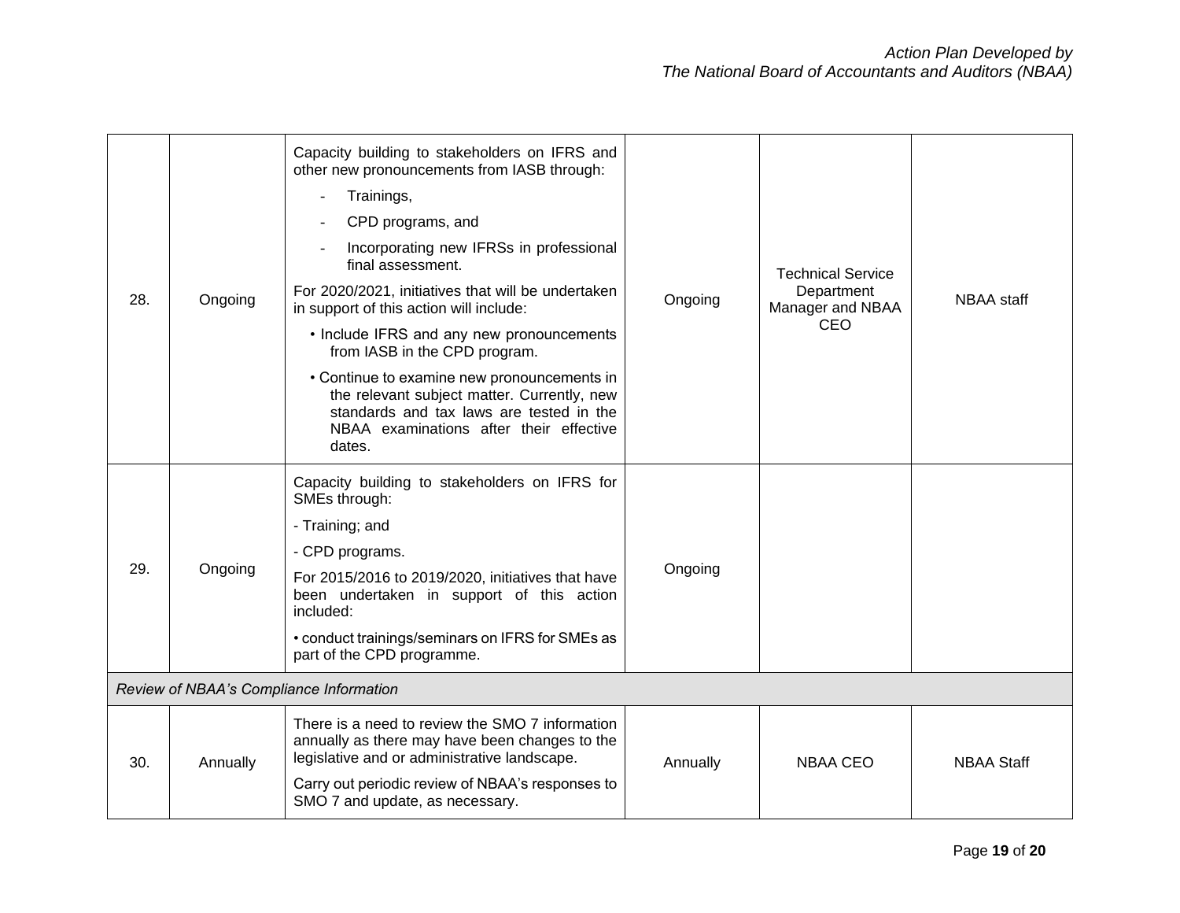| | | | | | |
|---|---|---|---|---|---|
| 28. | Ongoing | Capacity building to stakeholders on IFRS and other new pronouncements from IASB through:<br>- Trainings,<br>- CPD programs, and<br>- Incorporating new IFRSs in professional final assessment.<br>For 2020/2021, initiatives that will be undertaken in support of this action will include:<br>• Include IFRS and any new pronouncements from IASB in the CPD program.<br>• Continue to examine new pronouncements in the relevant subject matter. Currently, new standards and tax laws are tested in the NBAA examinations after their effective dates. | Ongoing | Technical Service Department Manager and NBAA CEO | NBAA staff |
| 29. | Ongoing | Capacity building to stakeholders on IFRS for SMEs through:<br>- Training; and<br>- CPD programs.<br>For 2015/2016 to 2019/2020, initiatives that have been undertaken in support of this action included:<br>• conduct trainings/seminars on IFRS for SMEs as part of the CPD programme. | Ongoing | | |
| *Review of NBAA's Compliance Information* | | | | | |
| 30. | Annually | There is a need to review the SMO 7 information annually as there may have been changes to the legislative and or administrative landscape.<br>Carry out periodic review of NBAA's responses to SMO 7 and update, as necessary. | Annually | NBAA CEO | NBAA Staff |